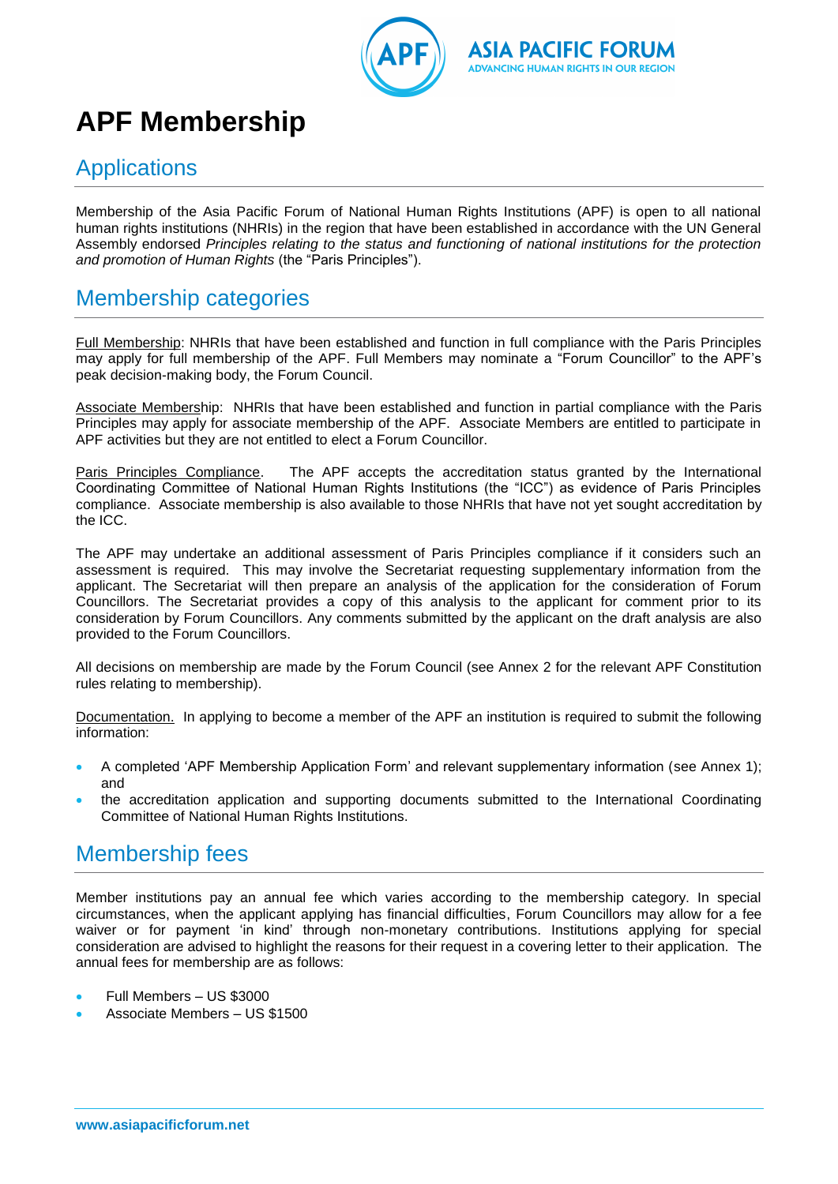# APF Membership

## Applications

Membership of the Asia Pacific Forum of National Human Rights Institutions (APF) is open to all national human rights institutions (NHRIs) in the region that have been established in accordance with the UN General Assembly endorsed *Principles relating to the status and functioning of national institutions for the protection and promotion of Human Rights* (the "Paris Principles").

## Membership categories

Full Membership: NHRIs that have been established and function in full compliance with the Paris Principles may apply for full membership of the APF. Full Members may nominate a "Forum Councillor" to the APF's peak decision-making body, the Forum Council.

Associate Membership: NHRIs that have been established and function in partial compliance with the Paris Principles may apply for associate membership of the APF. Associate Members are entitled to participate in APF activities but they are not entitled to elect a Forum Councillor.

Paris Principles Compliance. The APF accepts the accreditation status granted by the International Coordinating Committee of National Human Rights Institutions (the "ICC") as evidence of Paris Principles compliance. Associate membership is also available to those NHRIs that have not yet sought accreditation by the ICC.

The APF may undertake an additional assessment of Paris Principles compliance if it considers such an assessment is required. This may involve the Secretariat requesting supplementary information from the applicant. The Secretariat will then prepare an analysis of the application for the consideration of Forum Councillors. The Secretariat provides a copy of this analysis to the applicant for comment prior to its consideration by Forum Councillors. Any comments submitted by the applicant on the draft analysis are also provided to the Forum Councillors.

All decisions on membership are made by the Forum Council (see Annex 2 for the relevant APF Constitution rules relating to membership).

Documentation. In applying to become a member of the APF an institution is required to submit the following information:

- A completed 'APF Membership Application Form' and relevant supplementary information (see Annex 1); and
- the accreditation application and supporting documents submitted to the International Coordinating Committee of National Human Rights Institutions.

## Membership fees

Member institutions pay an annual fee which varies according to the membership category. In special circumstances, when the applicant applying has financial difficulties, Forum Councillors may allow for a fee waiver or for payment 'in kind' through non-monetary contributions. Institutions applying for special consideration are advised to highlight the reasons for their request in a covering letter to their application. The annual fees for membership are as follows:

- Full Members – US $3000
- Associate Members – US $1500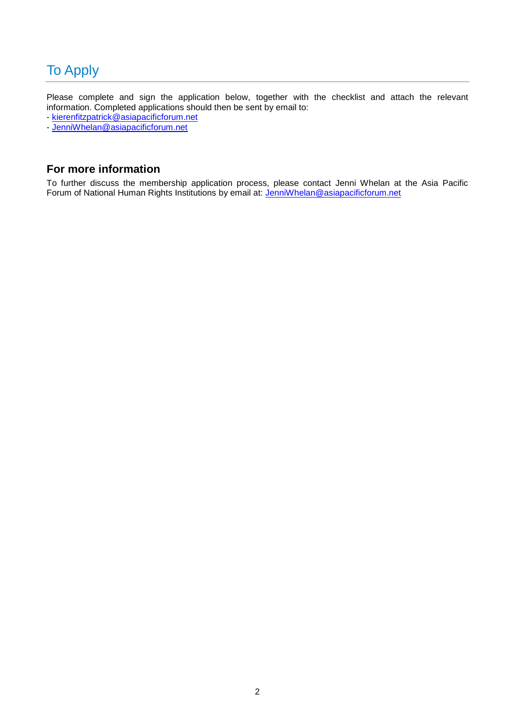# To Apply

Please complete and sign the application below, together with the checklist and attach the relevant information. Completed applications should then be sent by email to:

- kierenfitzpatrick@asiapacificforum.net
- JenniWhelan@asiapacificforum.net

## For more information

To further discuss the membership application process, please contact Jenni Whelan at the Asia Pacific Forum of National Human Rights Institutions by email at: JenniWhelan@asiapacificforum.net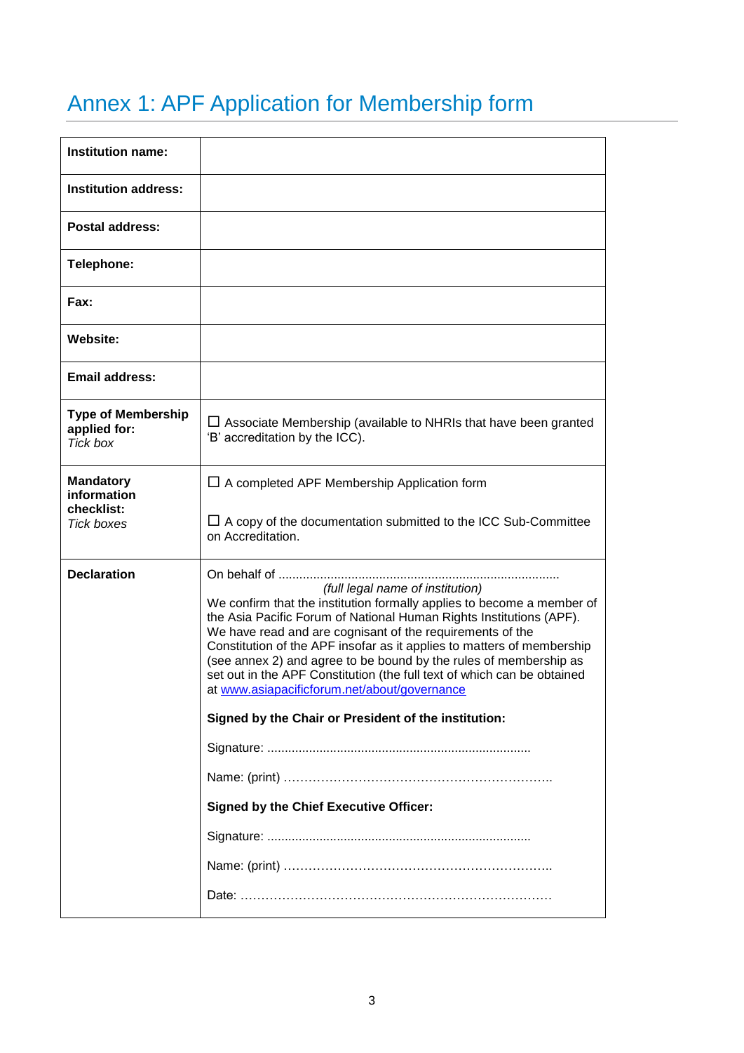# Annex 1: APF Application for Membership form

| | |
|---|---|
| **Institution name:** | |
| **Institution address:** | |
| **Postal address:** | |
| **Telephone:** | |
| **Fax:** | |
| **Website:** | |
| **Email address:** | |
| **Type of Membership applied for:** *Tick box* | ☐ Associate Membership (available to NHRIs that have been granted 'B' accreditation by the ICC). |
| **Mandatory information checklist:** *Tick boxes* | ☐ A completed APF Membership Application form<br><br>☐ A copy of the documentation submitted to the ICC Sub-Committee on Accreditation. |
| **Declaration** | On behalf of ..................................................................................<br>*(full legal name of institution)*<br>We confirm that the institution formally applies to become a member of the Asia Pacific Forum of National Human Rights Institutions (APF). We have read and are cognisant of the requirements of the Constitution of the APF insofar as it applies to matters of membership (see annex 2) and agree to be bound by the rules of membership as set out in the APF Constitution (the full text of which can be obtained at www.asiapacificforum.net/about/governance<br><br>**Signed by the Chair or President of the institution:**<br><br>Signature: ...........................................................................<br><br>Name: (print) ………………………………………………………..<br><br>**Signed by the Chief Executive Officer:**<br><br>Signature: ...........................................................................<br><br>Name: (print) ………………………………………………………..<br><br>Date: ………………………………………………………………… |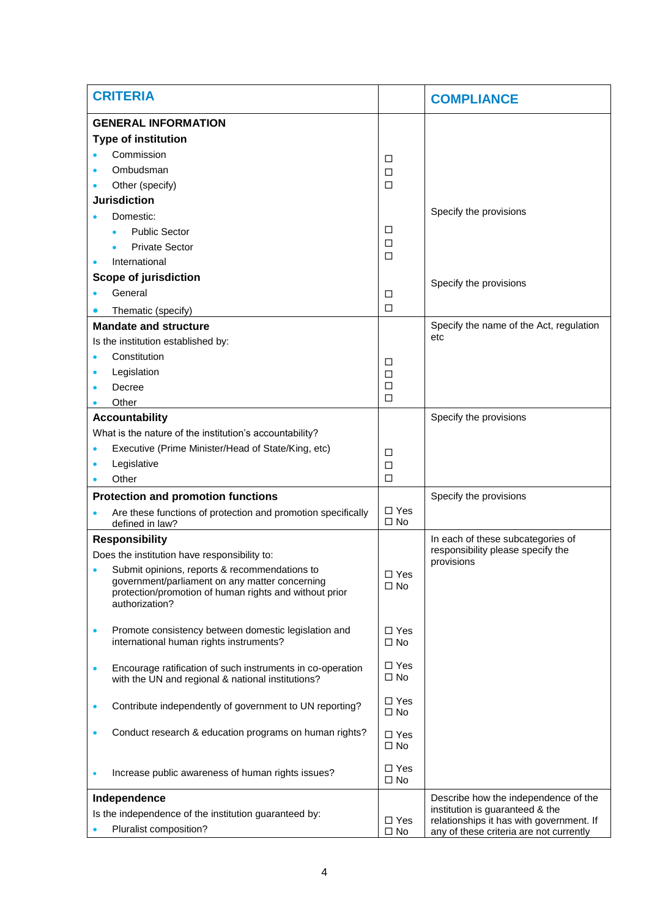| CRITERIA | | COMPLIANCE |
|---|---|---|
| **GENERAL INFORMATION**<br>**Type of institution**<br>• Commission<br>• Ombudsman<br>• Other (specify)<br>**Jurisdiction**<br>• Domestic:<br>  • Public Sector<br>  • Private Sector<br>• International<br>**Scope of jurisdiction**<br>• General<br>• Thematic (specify) | <br><br>☐<br>☐<br>☐<br><br><br>☐<br>☐<br>☐<br><br>☐<br>☐ | Specify the provisions<br><br>Specify the provisions |
| **Mandate and structure**<br>Is the institution established by:<br>• Constitution<br>• Legislation<br>• Decree<br>• Other | <br><br>☐<br>☐<br>☐<br>☐ | Specify the name of the Act, regulation etc |
| **Accountability**<br>What is the nature of the institution's accountability?<br>• Executive (Prime Minister/Head of State/King, etc)<br>• Legislative<br>• Other | <br><br>☐<br>☐<br>☐ | Specify the provisions |
| **Protection and promotion functions**<br>• Are these functions of protection and promotion specifically defined in law? | ☐ Yes<br>☐ No | Specify the provisions |
| **Responsibility**<br>Does the institution have responsibility to:<br>• Submit opinions, reports & recommendations to government/parliament on any matter concerning protection/promotion of human rights and without prior authorization?<br>• Promote consistency between domestic legislation and international human rights instruments?<br>• Encourage ratification of such instruments in co-operation with the UN and regional & national institutions?<br>• Contribute independently of government to UN reporting?<br>• Conduct research & education programs on human rights?<br>• Increase public awareness of human rights issues? | ☐ Yes<br>☐ No<br><br>☐ Yes<br>☐ No<br><br>☐ Yes<br>☐ No<br><br>☐ Yes<br>☐ No<br><br>☐ Yes<br>☐ No<br><br>☐ Yes<br>☐ No | In each of these subcategories of responsibility please specify the provisions |
| **Independence**<br>Is the independence of the institution guaranteed by:<br>• Pluralist composition? | ☐ Yes<br>☐ No | Describe how the independence of the institution is guaranteed & the relationships it has with government. If any of these criteria are not currently |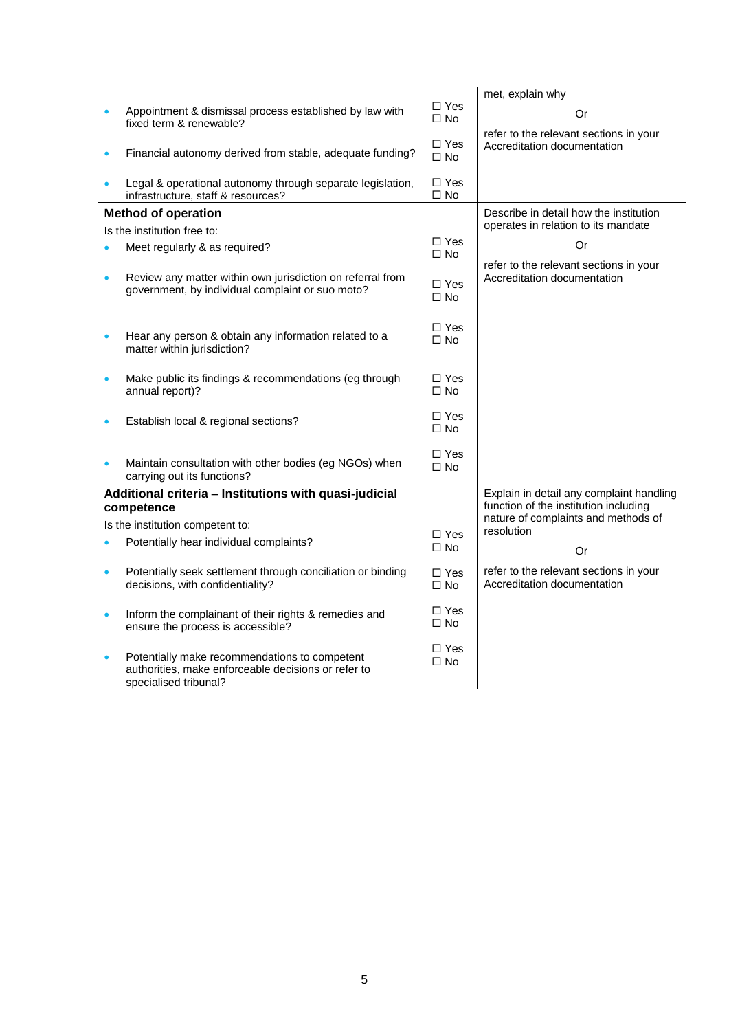| | | |
|---|---|---|
| • Appointment & dismissal process established by law with fixed term & renewable?<br><br>• Financial autonomy derived from stable, adequate funding?<br><br>• Legal & operational autonomy through separate legislation, infrastructure, staff & resources? | ☐ Yes<br>☐ No<br><br>☐ Yes<br>☐ No<br><br>☐ Yes<br>☐ No | met, explain why<br><br>Or<br><br>refer to the relevant sections in your Accreditation documentation |
| **Method of operation**<br>Is the institution free to:<br>• Meet regularly & as required?<br><br>• Review any matter within own jurisdiction on referral from government, by individual complaint or suo moto?<br><br>• Hear any person & obtain any information related to a matter within jurisdiction?<br><br>• Make public its findings & recommendations (eg through annual report)?<br><br>• Establish local & regional sections?<br><br>• Maintain consultation with other bodies (eg NGOs) when carrying out its functions? | ☐ Yes<br>☐ No<br><br>☐ Yes<br>☐ No<br><br>☐ Yes<br>☐ No<br><br>☐ Yes<br>☐ No<br><br>☐ Yes<br>☐ No<br><br>☐ Yes<br>☐ No | Describe in detail how the institution operates in relation to its mandate<br><br>Or<br><br>refer to the relevant sections in your Accreditation documentation |
| **Additional criteria – Institutions with quasi-judicial competence**<br>Is the institution competent to:<br>• Potentially hear individual complaints?<br><br>• Potentially seek settlement through conciliation or binding decisions, with confidentiality?<br><br>• Inform the complainant of their rights & remedies and ensure the process is accessible?<br><br>• Potentially make recommendations to competent authorities, make enforceable decisions or refer to specialised tribunal? | ☐ Yes<br>☐ No<br><br>☐ Yes<br>☐ No<br><br>☐ Yes<br>☐ No<br><br>☐ Yes<br>☐ No | Explain in detail any complaint handling function of the institution including nature of complaints and methods of resolution<br><br>Or<br><br>refer to the relevant sections in your Accreditation documentation |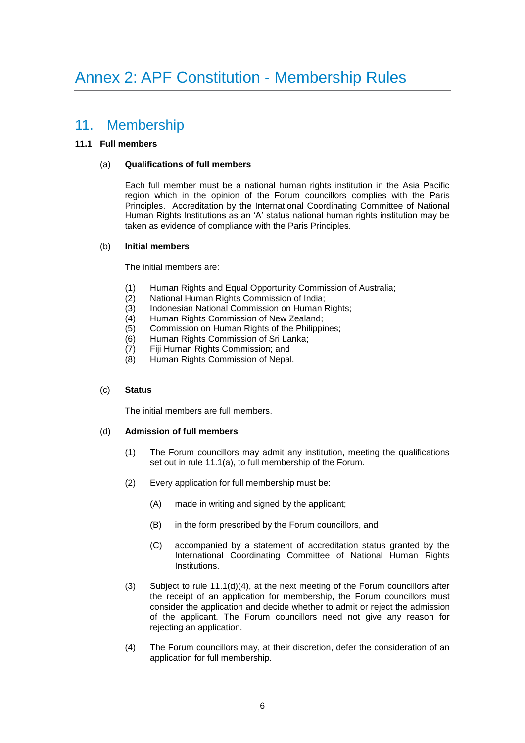# Annex 2: APF Constitution - Membership Rules

## 11. Membership

### 11.1 Full members

(a) **Qualifications of full members**

Each full member must be a national human rights institution in the Asia Pacific region which in the opinion of the Forum councillors complies with the Paris Principles. Accreditation by the International Coordinating Committee of National Human Rights Institutions as an 'A' status national human rights institution may be taken as evidence of compliance with the Paris Principles.

(b) **Initial members**

The initial members are:

(1) Human Rights and Equal Opportunity Commission of Australia;
(2) National Human Rights Commission of India;
(3) Indonesian National Commission on Human Rights;
(4) Human Rights Commission of New Zealand;
(5) Commission on Human Rights of the Philippines;
(6) Human Rights Commission of Sri Lanka;
(7) Fiji Human Rights Commission; and
(8) Human Rights Commission of Nepal.

(c) **Status**

The initial members are full members.

(d) **Admission of full members**

(1) The Forum councillors may admit any institution, meeting the qualifications set out in rule 11.1(a), to full membership of the Forum.

(2) Every application for full membership must be:

(A) made in writing and signed by the applicant;

(B) in the form prescribed by the Forum councillors, and

(C) accompanied by a statement of accreditation status granted by the International Coordinating Committee of National Human Rights Institutions.

(3) Subject to rule 11.1(d)(4), at the next meeting of the Forum councillors after the receipt of an application for membership, the Forum councillors must consider the application and decide whether to admit or reject the admission of the applicant. The Forum councillors need not give any reason for rejecting an application.

(4) The Forum councillors may, at their discretion, defer the consideration of an application for full membership.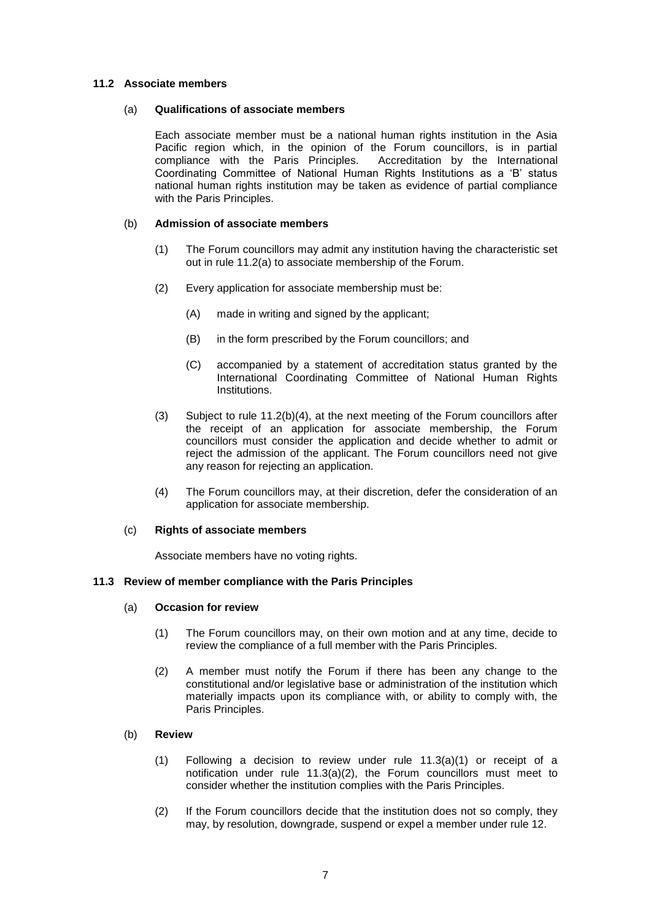### 11.2 Associate members

#### (a) Qualifications of associate members

Each associate member must be a national human rights institution in the Asia Pacific region which, in the opinion of the Forum councillors, is in partial compliance with the Paris Principles. Accreditation by the International Coordinating Committee of National Human Rights Institutions as a 'B' status national human rights institution may be taken as evidence of partial compliance with the Paris Principles.

#### (b) Admission of associate members

(1) The Forum councillors may admit any institution having the characteristic set out in rule 11.2(a) to associate membership of the Forum.

(2) Every application for associate membership must be:

(A) made in writing and signed by the applicant;

(B) in the form prescribed by the Forum councillors; and

(C) accompanied by a statement of accreditation status granted by the International Coordinating Committee of National Human Rights Institutions.

(3) Subject to rule 11.2(b)(4), at the next meeting of the Forum councillors after the receipt of an application for associate membership, the Forum councillors must consider the application and decide whether to admit or reject the admission of the applicant. The Forum councillors need not give any reason for rejecting an application.

(4) The Forum councillors may, at their discretion, defer the consideration of an application for associate membership.

#### (c) Rights of associate members

Associate members have no voting rights.

### 11.3 Review of member compliance with the Paris Principles

#### (a) Occasion for review

(1) The Forum councillors may, on their own motion and at any time, decide to review the compliance of a full member with the Paris Principles.

(2) A member must notify the Forum if there has been any change to the constitutional and/or legislative base or administration of the institution which materially impacts upon its compliance with, or ability to comply with, the Paris Principles.

#### (b) Review

(1) Following a decision to review under rule 11.3(a)(1) or receipt of a notification under rule 11.3(a)(2), the Forum councillors must meet to consider whether the institution complies with the Paris Principles.

(2) If the Forum councillors decide that the institution does not so comply, they may, by resolution, downgrade, suspend or expel a member under rule 12.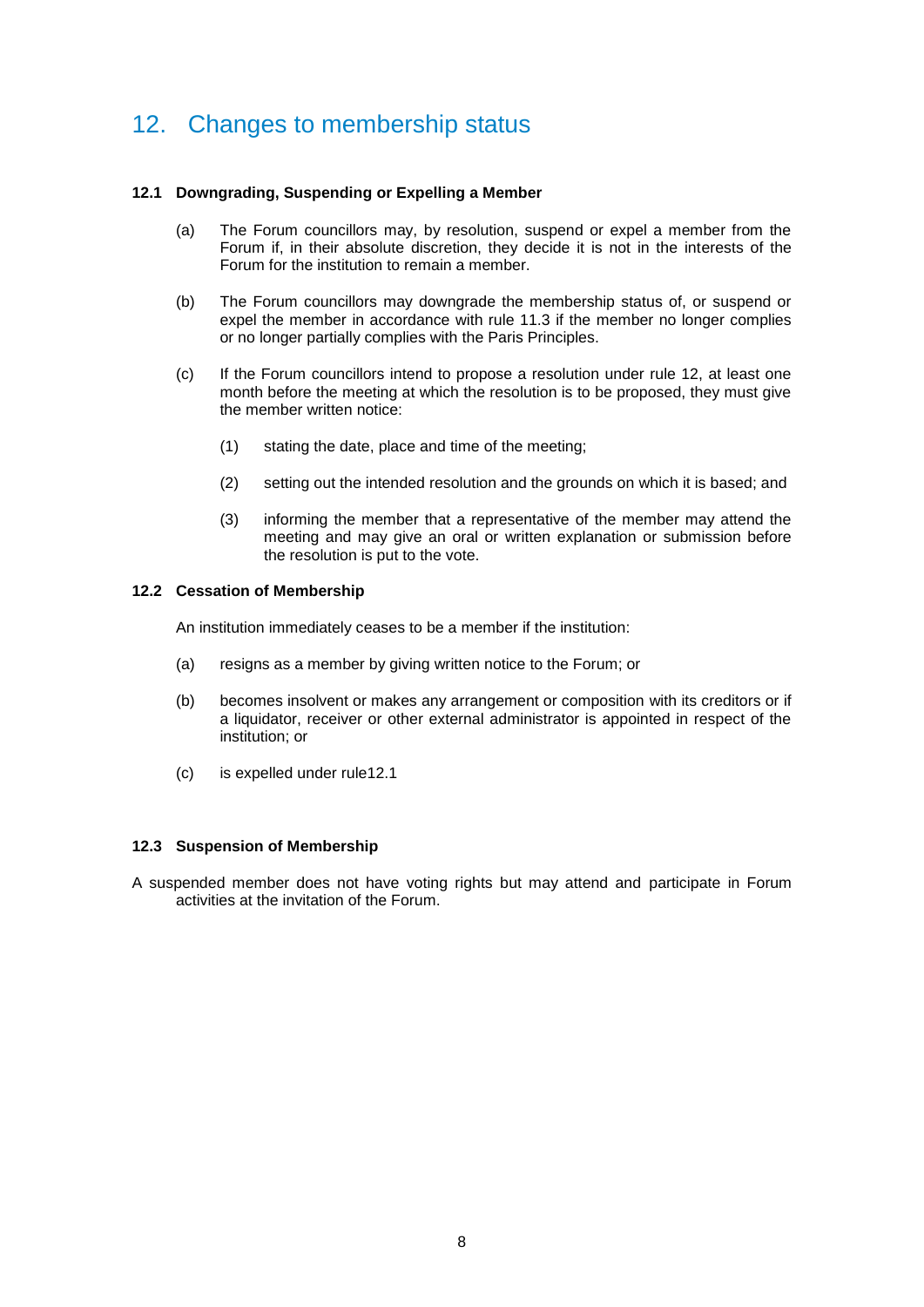## 12. Changes to membership status

### 12.1 Downgrading, Suspending or Expelling a Member

(a) The Forum councillors may, by resolution, suspend or expel a member from the Forum if, in their absolute discretion, they decide it is not in the interests of the Forum for the institution to remain a member.

(b) The Forum councillors may downgrade the membership status of, or suspend or expel the member in accordance with rule 11.3 if the member no longer complies or no longer partially complies with the Paris Principles.

(c) If the Forum councillors intend to propose a resolution under rule 12, at least one month before the meeting at which the resolution is to be proposed, they must give the member written notice:

  (1) stating the date, place and time of the meeting;

  (2) setting out the intended resolution and the grounds on which it is based; and

  (3) informing the member that a representative of the member may attend the meeting and may give an oral or written explanation or submission before the resolution is put to the vote.

### 12.2 Cessation of Membership

An institution immediately ceases to be a member if the institution:

(a) resigns as a member by giving written notice to the Forum; or

(b) becomes insolvent or makes any arrangement or composition with its creditors or if a liquidator, receiver or other external administrator is appointed in respect of the institution; or

(c) is expelled under rule12.1

### 12.3 Suspension of Membership

A suspended member does not have voting rights but may attend and participate in Forum activities at the invitation of the Forum.